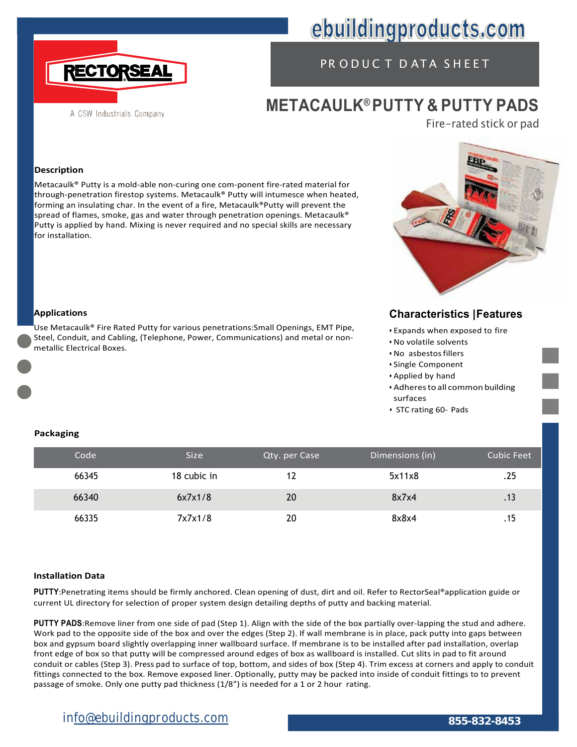ebuildingproducts.com

RECTORSEAL

A CSW Industrials Company

PRODUCT DATA SHEET

# METACAULK® PUTTY & PUTTY PADS

Fire-rated stick or pad

## Description

Metacaulk® Putty is a mold-able non-curing one com-ponent fire-rated material for through-penetration firestop systems. Metacaulk® Putty will intumesce when heated, forming an insulating char. In the event of a fire, Metacaulk®Putty will prevent the spread of flames, smoke, gas and water through penetration openings. Metacaulk® Putty is applied by hand. Mixing is never required and no special skills are necessary for installation.

## Applications

Use Metacaulk® Fire Rated Putty for various penetrations:Small Openings, EMT Pipe, Steel, Conduit, and Cabling, (Telephone, Power, Communications) and metal or non-metallic Electrical Boxes.

## Characteristics |Features

- Expands when exposed to fire
- No volatile solvents
- No asbestos fillers
- Single Component
- Applied by hand
- Adheres to all common building surfaces
- STC rating 60- Pads

## Packaging

| Code | Size | Qty. per Case | Dimensions (in) | Cubic Feet |
|---|---|---|---|---|
| 66345 | 18 cubic in | 12 | 5x11x8 | .25 |
| 66340 | 6x7x1/8 | 20 | 8x7x4 | .13 |
| 66335 | 7x7x1/8 | 20 | 8x8x4 | .15 |

## Installation Data

**PUTTY**:Penetrating items should be firmly anchored. Clean opening of dust, dirt and oil. Refer to RectorSeal®application guide or current UL directory for selection of proper system design detailing depths of putty and backing material.

**PUTTY PADS**:Remove liner from one side of pad (Step 1). Align with the side of the box partially over-lapping the stud and adhere. Work pad to the opposite side of the box and over the edges (Step 2). If wall membrane is in place, pack putty into gaps between box and gypsum board slightly overlapping inner wallboard surface. If membrane is to be installed after pad installation, overlap front edge of box so that putty will be compressed around edges of box as wallboard is installed. Cut slits in pad to fit around conduit or cables (Step 3). Press pad to surface of top, bottom, and sides of box (Step 4). Trim excess at corners and apply to conduit fittings connected to the box. Remove exposed liner. Optionally, putty may be packed into inside of conduit fittings to to prevent passage of smoke. Only one putty pad thickness (1/8") is needed for a 1 or 2 hour rating.

info@ebuildingproducts.com

855-832-8453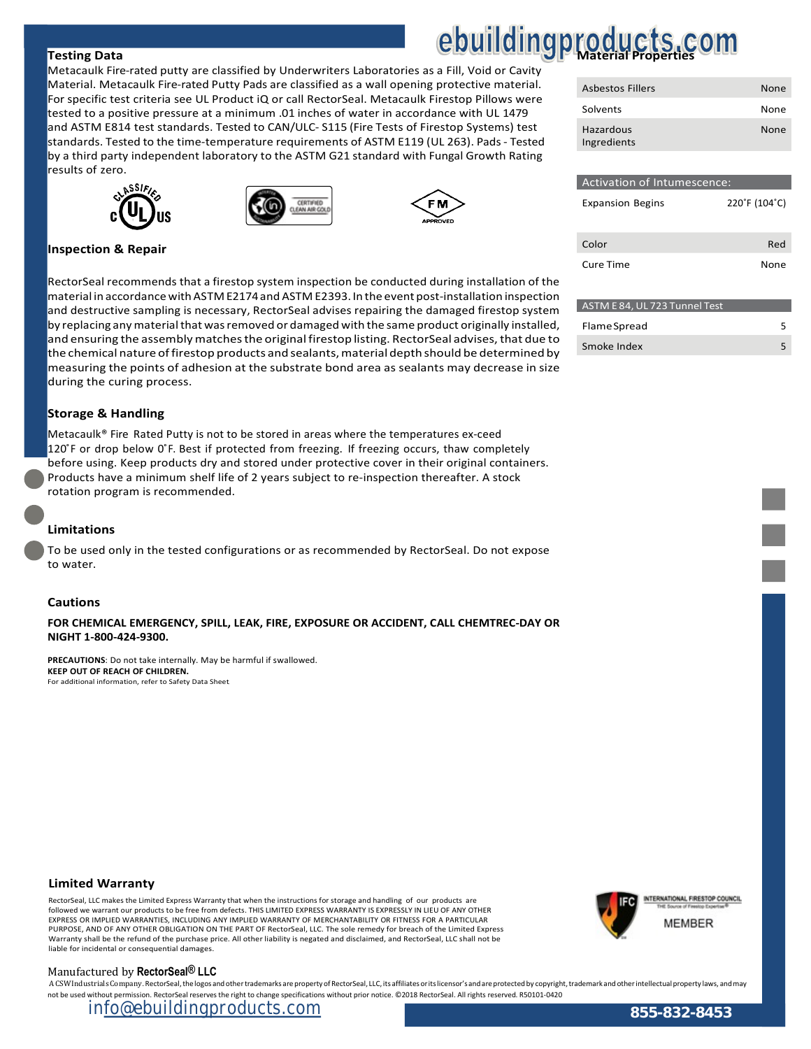## Testing Data

Metacaulk Fire-rated putty are classified by Underwriters Laboratories as a Fill, Void or Cavity Material. Metacaulk Fire-rated Putty Pads are classified as a wall opening protective material. For specific test criteria see UL Product iQ or call RectorSeal. Metacaulk Firestop Pillows were tested to a positive pressure at a minimum .01 inches of water in accordance with UL 1479 and ASTM E814 test standards. Tested to CAN/ULC- S115 (Fire Tests of Firestop Systems) test standards. Tested to the time-temperature requirements of ASTM E119 (UL 263). Pads - Tested by a third party independent laboratory to the ASTM G21 standard with Fungal Growth Rating results of zero.

## Inspection & Repair

RectorSeal recommends that a firestop system inspection be conducted during installation of the material in accordance with ASTM E2174 and ASTM E2393. In the event post-installation inspection and destructive sampling is necessary, RectorSeal advises repairing the damaged firestop system by replacing any material that was removed or damaged with the same product originally installed, and ensuring the assembly matches the original firestop listing. RectorSeal advises, that due to the chemical nature of firestop products and sealants, material depth should be determined by measuring the points of adhesion at the substrate bond area as sealants may decrease in size during the curing process.

## Storage & Handling

Metacaulk® Fire Rated Putty is not to be stored in areas where the temperatures ex-ceed 120˚F or drop below 0˚F. Best if protected from freezing. If freezing occurs, thaw completely before using. Keep products dry and stored under protective cover in their original containers. Products have a minimum shelf life of 2 years subject to re-inspection thereafter. A stock rotation program is recommended.

## Limitations

To be used only in the tested configurations or as recommended by RectorSeal. Do not expose to water.

## Cautions

**FOR CHEMICAL EMERGENCY, SPILL, LEAK, FIRE, EXPOSURE OR ACCIDENT, CALL CHEMTREC-DAY OR NIGHT 1-800-424-9300.**

**PRECAUTIONS**: Do not take internally. May be harmful if swallowed.
**KEEP OUT OF REACH OF CHILDREN.**
For additional information, refer to Safety Data Sheet

## Material Properties

| | |
|---|---|
| Asbestos Fillers | None |
| Solvents | None |
| Hazardous Ingredients | None |

| Activation of Intumescence: | |
|---|---|
| Expansion Begins | 220˚F (104˚C) |

| | |
|---|---|
| Color | Red |
| Cure Time | None |

| ASTM E 84, UL 723 Tunnel Test | |
|---|---|
| Flame Spread | 5 |
| Smoke Index | 5 |

## Limited Warranty

RectorSeal, LLC makes the Limited Express Warranty that when the instructions for storage and handling of our products are followed we warrant our products to be free from defects. THIS LIMITED EXPRESS WARRANTY IS EXPRESSLY IN LIEU OF ANY OTHER EXPRESS OR IMPLIED WARRANTIES, INCLUDING ANY IMPLIED WARRANTY OF MERCHANTABILITY OR FITNESS FOR A PARTICULAR PURPOSE, AND OF ANY OTHER OBLIGATION ON THE PART OF RectorSeal, LLC. The sole remedy for breach of the Limited Express Warranty shall be the refund of the purchase price. All other liability is negated and disclaimed, and RectorSeal, LLC shall not be liable for incidental or consequential damages.

INTERNATIONAL FIRESTOP COUNCIL — THE Source of Firestop Expertise® — MEMBER

Manufactured by **RectorSeal® LLC**

A CSWIndustrials Company. RectorSeal, the logos and other trademarks are property of RectorSeal, LLC, its affiliates or its licensor's and are protected by copyright, trademark and other intellectual property laws, and may not be used without permission. RectorSeal reserves the right to change specifications without prior notice. ©2018 RectorSeal. All rights reserved. R50101-0420

info@ebuildingproducts.com 855-832-8453